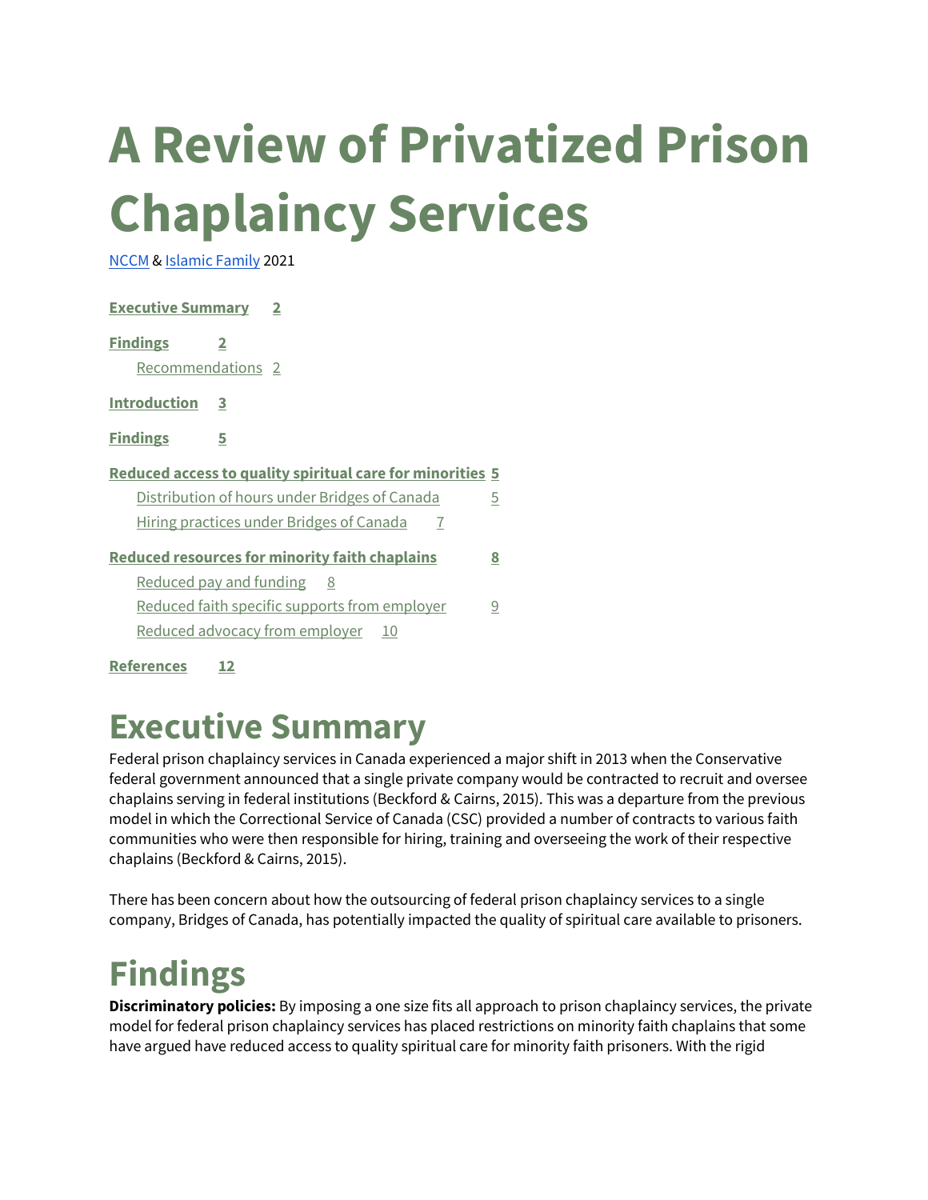# A Review of Privatized Prison Chaplaincy Services

[NCCM](#) & [Islamic Family](#) 2021

**[Executive Summary](#) [2](#)**

**[Findings](#) [2](#)**

- [Recommendations](#) [2](#)

**[Introduction](#) [3](#)**

**[Findings](#) [5](#)**

**[Reduced access to quality spiritual care for minorities](#) [5](#)**

- [Distribution of hours under Bridges of Canada](#) [5](#)
- [Hiring practices under Bridges of Canada](#) [7](#)

**[Reduced resources for minority faith chaplains](#) [8](#)**

- [Reduced pay and funding](#) [8](#)
- [Reduced faith specific supports from employer](#) [9](#)
- [Reduced advocacy from employer](#) [10](#)

**[References](#) [12](#)**

# Executive Summary

Federal prison chaplaincy services in Canada experienced a major shift in 2013 when the Conservative federal government announced that a single private company would be contracted to recruit and oversee chaplains serving in federal institutions (Beckford & Cairns, 2015). This was a departure from the previous model in which the Correctional Service of Canada (CSC) provided a number of contracts to various faith communities who were then responsible for hiring, training and overseeing the work of their respective chaplains (Beckford & Cairns, 2015).

There has been concern about how the outsourcing of federal prison chaplaincy services to a single company, Bridges of Canada, has potentially impacted the quality of spiritual care available to prisoners.

# Findings

**Discriminatory policies:** By imposing a one size fits all approach to prison chaplaincy services, the private model for federal prison chaplaincy services has placed restrictions on minority faith chaplains that some have argued have reduced access to quality spiritual care for minority faith prisoners. With the rigid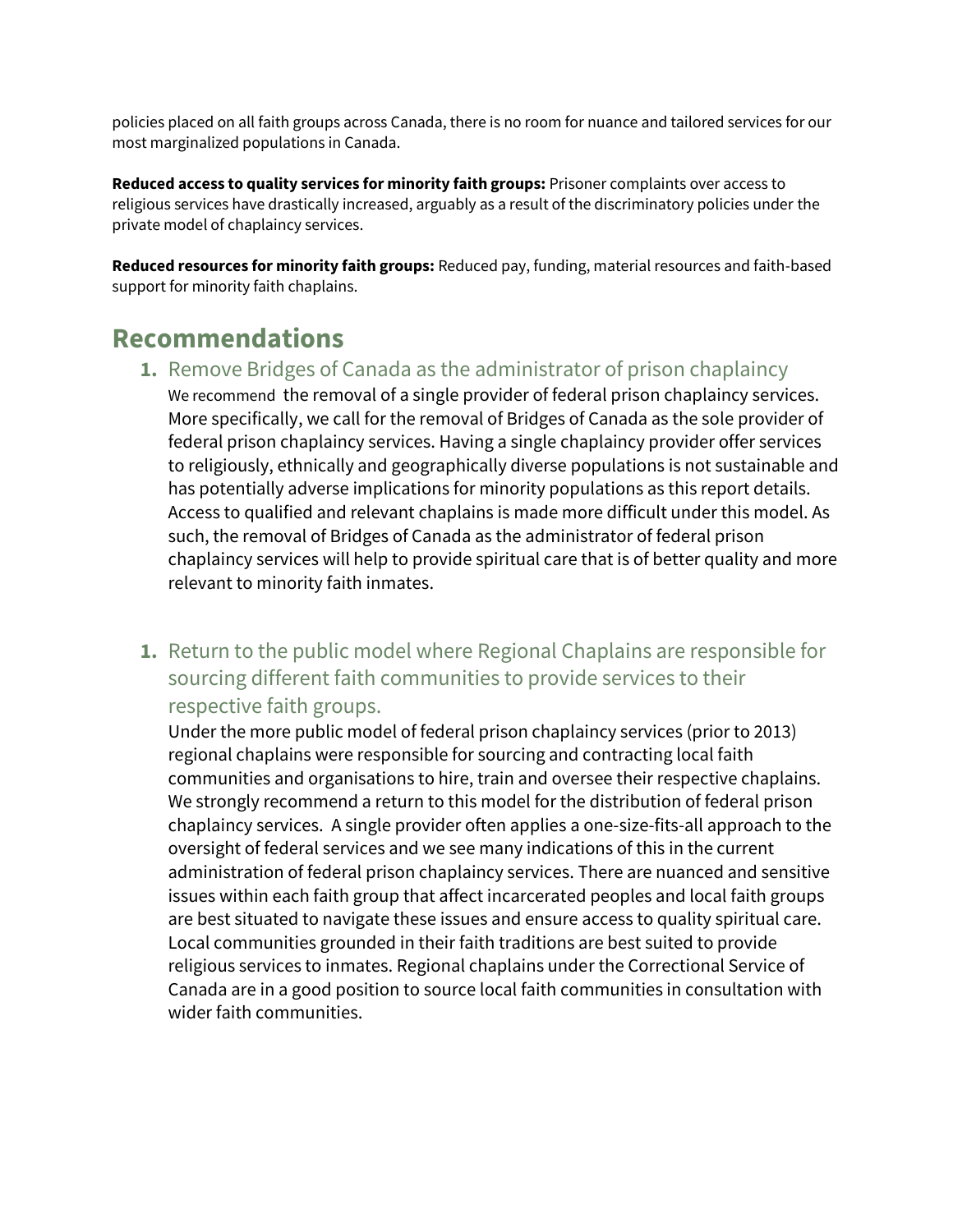policies placed on all faith groups across Canada, there is no room for nuance and tailored services for our most marginalized populations in Canada.

**Reduced access to quality services for minority faith groups:** Prisoner complaints over access to religious services have drastically increased, arguably as a result of the discriminatory policies under the private model of chaplaincy services.

**Reduced resources for minority faith groups:** Reduced pay, funding, material resources and faith-based support for minority faith chaplains.

## Recommendations

1. ### Remove Bridges of Canada as the administrator of prison chaplaincy

   We recommend the removal of a single provider of federal prison chaplaincy services. More specifically, we call for the removal of Bridges of Canada as the sole provider of federal prison chaplaincy services. Having a single chaplaincy provider offer services to religiously, ethnically and geographically diverse populations is not sustainable and has potentially adverse implications for minority populations as this report details. Access to qualified and relevant chaplains is made more difficult under this model. As such, the removal of Bridges of Canada as the administrator of federal prison chaplaincy services will help to provide spiritual care that is of better quality and more relevant to minority faith inmates.

1. ### Return to the public model where Regional Chaplains are responsible for sourcing different faith communities to provide services to their respective faith groups.

   Under the more public model of federal prison chaplaincy services (prior to 2013) regional chaplains were responsible for sourcing and contracting local faith communities and organisations to hire, train and oversee their respective chaplains. We strongly recommend a return to this model for the distribution of federal prison chaplaincy services. A single provider often applies a one-size-fits-all approach to the oversight of federal services and we see many indications of this in the current administration of federal prison chaplaincy services. There are nuanced and sensitive issues within each faith group that affect incarcerated peoples and local faith groups are best situated to navigate these issues and ensure access to quality spiritual care. Local communities grounded in their faith traditions are best suited to provide religious services to inmates. Regional chaplains under the Correctional Service of Canada are in a good position to source local faith communities in consultation with wider faith communities.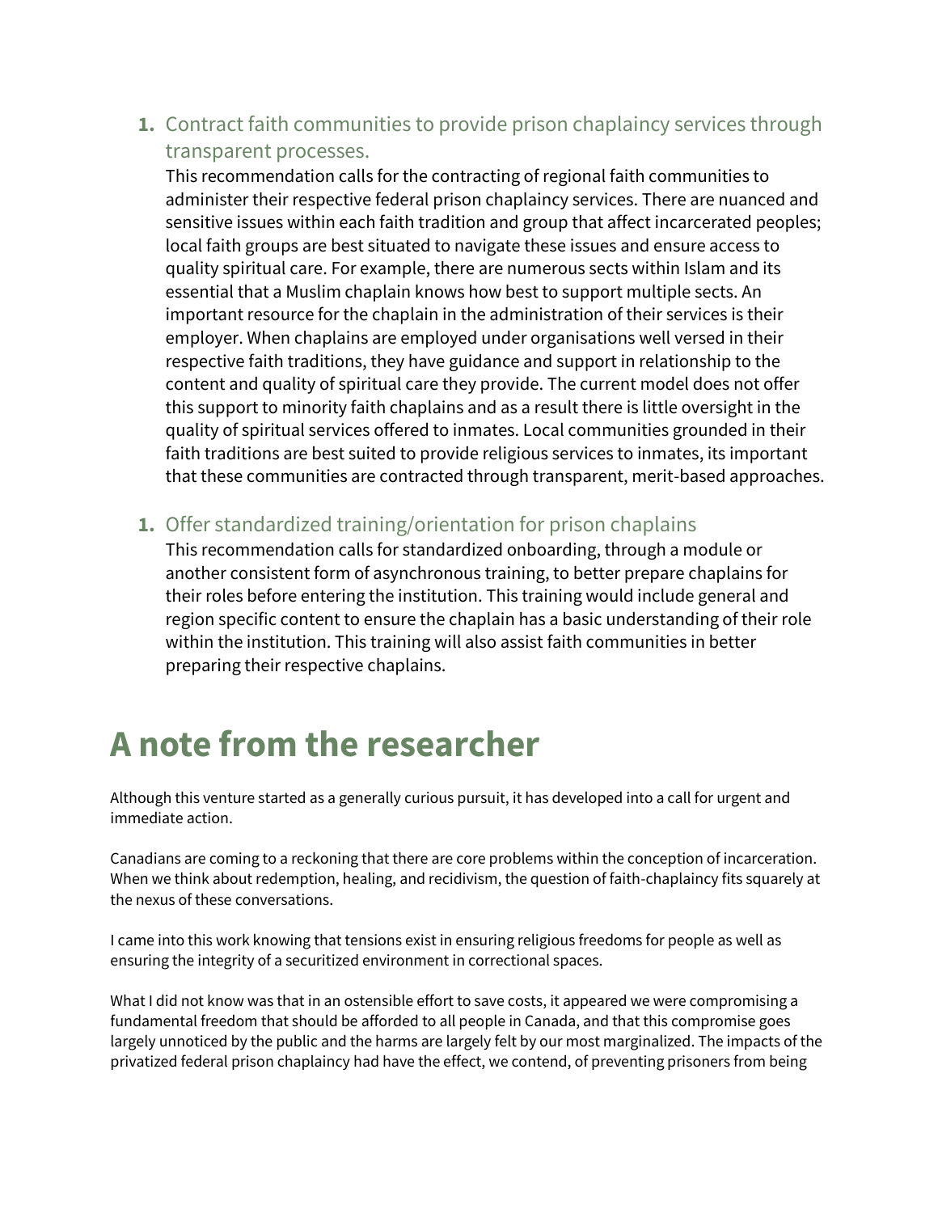1. Contract faith communities to provide prison chaplaincy services through transparent processes.
   This recommendation calls for the contracting of regional faith communities to administer their respective federal prison chaplaincy services. There are nuanced and sensitive issues within each faith tradition and group that affect incarcerated peoples; local faith groups are best situated to navigate these issues and ensure access to quality spiritual care. For example, there are numerous sects within Islam and its essential that a Muslim chaplain knows how best to support multiple sects. An important resource for the chaplain in the administration of their services is their employer. When chaplains are employed under organisations well versed in their respective faith traditions, they have guidance and support in relationship to the content and quality of spiritual care they provide. The current model does not offer this support to minority faith chaplains and as a result there is little oversight in the quality of spiritual services offered to inmates. Local communities grounded in their faith traditions are best suited to provide religious services to inmates, its important that these communities are contracted through transparent, merit-based approaches.

1. Offer standardized training/orientation for prison chaplains
   This recommendation calls for standardized onboarding, through a module or another consistent form of asynchronous training, to better prepare chaplains for their roles before entering the institution. This training would include general and region specific content to ensure the chaplain has a basic understanding of their role within the institution. This training will also assist faith communities in better preparing their respective chaplains.

# A note from the researcher

Although this venture started as a generally curious pursuit, it has developed into a call for urgent and immediate action.

Canadians are coming to a reckoning that there are core problems within the conception of incarceration. When we think about redemption, healing, and recidivism, the question of faith-chaplaincy fits squarely at the nexus of these conversations.

I came into this work knowing that tensions exist in ensuring religious freedoms for people as well as ensuring the integrity of a securitized environment in correctional spaces.

What I did not know was that in an ostensible effort to save costs, it appeared we were compromising a fundamental freedom that should be afforded to all people in Canada, and that this compromise goes largely unnoticed by the public and the harms are largely felt by our most marginalized. The impacts of the privatized federal prison chaplaincy had have the effect, we contend, of preventing prisoners from being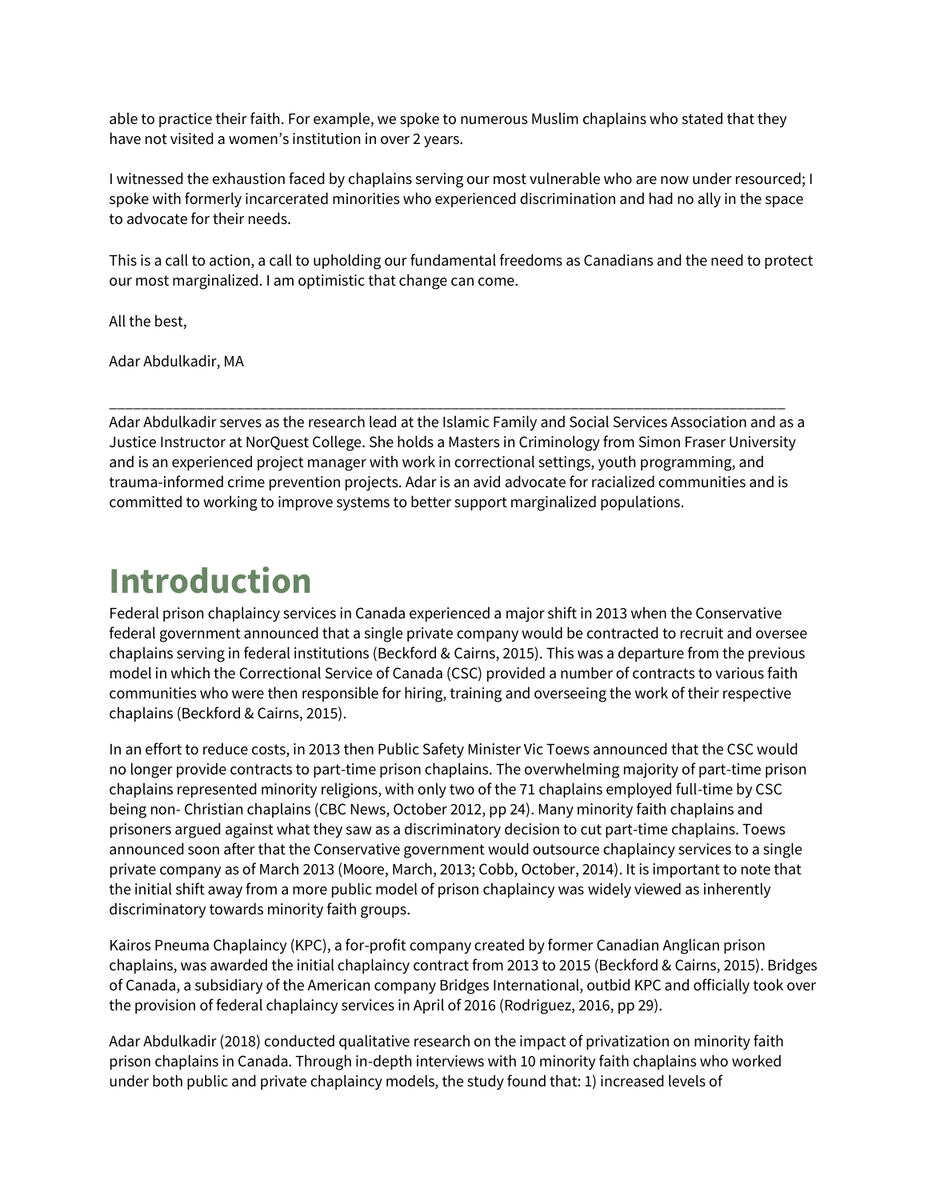able to practice their faith. For example, we spoke to numerous Muslim chaplains who stated that they have not visited a women's institution in over 2 years.

I witnessed the exhaustion faced by chaplains serving our most vulnerable who are now under resourced; I spoke with formerly incarcerated minorities who experienced discrimination and had no ally in the space to advocate for their needs.

This is a call to action, a call to upholding our fundamental freedoms as Canadians and the need to protect our most marginalized. I am optimistic that change can come.

All the best,

Adar Abdulkadir, MA

---

Adar Abdulkadir serves as the research lead at the Islamic Family and Social Services Association and as a Justice Instructor at NorQuest College. She holds a Masters in Criminology from Simon Fraser University and is an experienced project manager with work in correctional settings, youth programming, and trauma-informed crime prevention projects. Adar is an avid advocate for racialized communities and is committed to working to improve systems to better support marginalized populations.

# Introduction

Federal prison chaplaincy services in Canada experienced a major shift in 2013 when the Conservative federal government announced that a single private company would be contracted to recruit and oversee chaplains serving in federal institutions (Beckford & Cairns, 2015). This was a departure from the previous model in which the Correctional Service of Canada (CSC) provided a number of contracts to various faith communities who were then responsible for hiring, training and overseeing the work of their respective chaplains (Beckford & Cairns, 2015).

In an effort to reduce costs, in 2013 then Public Safety Minister Vic Toews announced that the CSC would no longer provide contracts to part-time prison chaplains. The overwhelming majority of part-time prison chaplains represented minority religions, with only two of the 71 chaplains employed full-time by CSC being non- Christian chaplains (CBC News, October 2012, pp 24). Many minority faith chaplains and prisoners argued against what they saw as a discriminatory decision to cut part-time chaplains. Toews announced soon after that the Conservative government would outsource chaplaincy services to a single private company as of March 2013 (Moore, March, 2013; Cobb, October, 2014). It is important to note that the initial shift away from a more public model of prison chaplaincy was widely viewed as inherently discriminatory towards minority faith groups.

Kairos Pneuma Chaplaincy (KPC), a for-profit company created by former Canadian Anglican prison chaplains, was awarded the initial chaplaincy contract from 2013 to 2015 (Beckford & Cairns, 2015). Bridges of Canada, a subsidiary of the American company Bridges International, outbid KPC and officially took over the provision of federal chaplaincy services in April of 2016 (Rodriguez, 2016, pp 29).

Adar Abdulkadir (2018) conducted qualitative research on the impact of privatization on minority faith prison chaplains in Canada. Through in-depth interviews with 10 minority faith chaplains who worked under both public and private chaplaincy models, the study found that: 1) increased levels of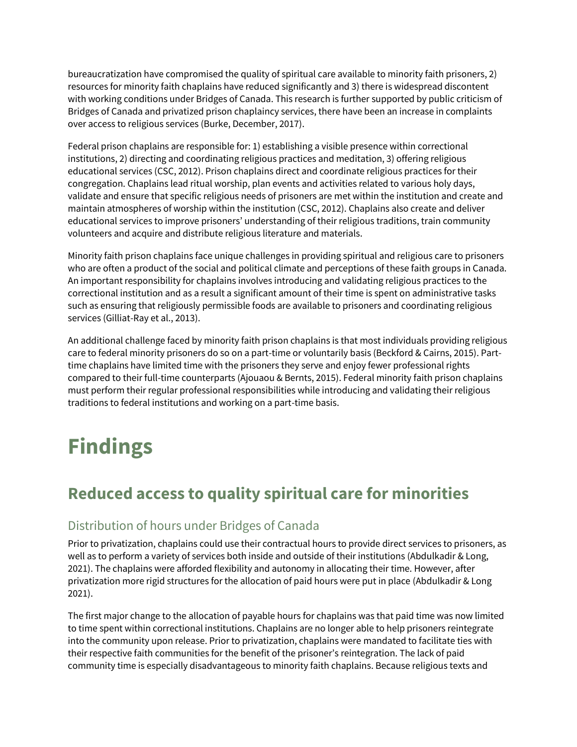bureaucratization have compromised the quality of spiritual care available to minority faith prisoners, 2) resources for minority faith chaplains have reduced significantly and 3) there is widespread discontent with working conditions under Bridges of Canada. This research is further supported by public criticism of Bridges of Canada and privatized prison chaplaincy services, there have been an increase in complaints over access to religious services (Burke, December, 2017).

Federal prison chaplains are responsible for: 1) establishing a visible presence within correctional institutions, 2) directing and coordinating religious practices and meditation, 3) offering religious educational services (CSC, 2012). Prison chaplains direct and coordinate religious practices for their congregation. Chaplains lead ritual worship, plan events and activities related to various holy days, validate and ensure that specific religious needs of prisoners are met within the institution and create and maintain atmospheres of worship within the institution (CSC, 2012). Chaplains also create and deliver educational services to improve prisoners' understanding of their religious traditions, train community volunteers and acquire and distribute religious literature and materials.

Minority faith prison chaplains face unique challenges in providing spiritual and religious care to prisoners who are often a product of the social and political climate and perceptions of these faith groups in Canada. An important responsibility for chaplains involves introducing and validating religious practices to the correctional institution and as a result a significant amount of their time is spent on administrative tasks such as ensuring that religiously permissible foods are available to prisoners and coordinating religious services (Gilliat-Ray et al., 2013).

An additional challenge faced by minority faith prison chaplains is that most individuals providing religious care to federal minority prisoners do so on a part-time or voluntarily basis (Beckford & Cairns, 2015). Part-time chaplains have limited time with the prisoners they serve and enjoy fewer professional rights compared to their full-time counterparts (Ajouaou & Bernts, 2015). Federal minority faith prison chaplains must perform their regular professional responsibilities while introducing and validating their religious traditions to federal institutions and working on a part-time basis.

# Findings

## Reduced access to quality spiritual care for minorities

### Distribution of hours under Bridges of Canada

Prior to privatization, chaplains could use their contractual hours to provide direct services to prisoners, as well as to perform a variety of services both inside and outside of their institutions (Abdulkadir & Long, 2021). The chaplains were afforded flexibility and autonomy in allocating their time. However, after privatization more rigid structures for the allocation of paid hours were put in place (Abdulkadir & Long 2021).

The first major change to the allocation of payable hours for chaplains was that paid time was now limited to time spent within correctional institutions. Chaplains are no longer able to help prisoners reintegrate into the community upon release. Prior to privatization, chaplains were mandated to facilitate ties with their respective faith communities for the benefit of the prisoner's reintegration. The lack of paid community time is especially disadvantageous to minority faith chaplains. Because religious texts and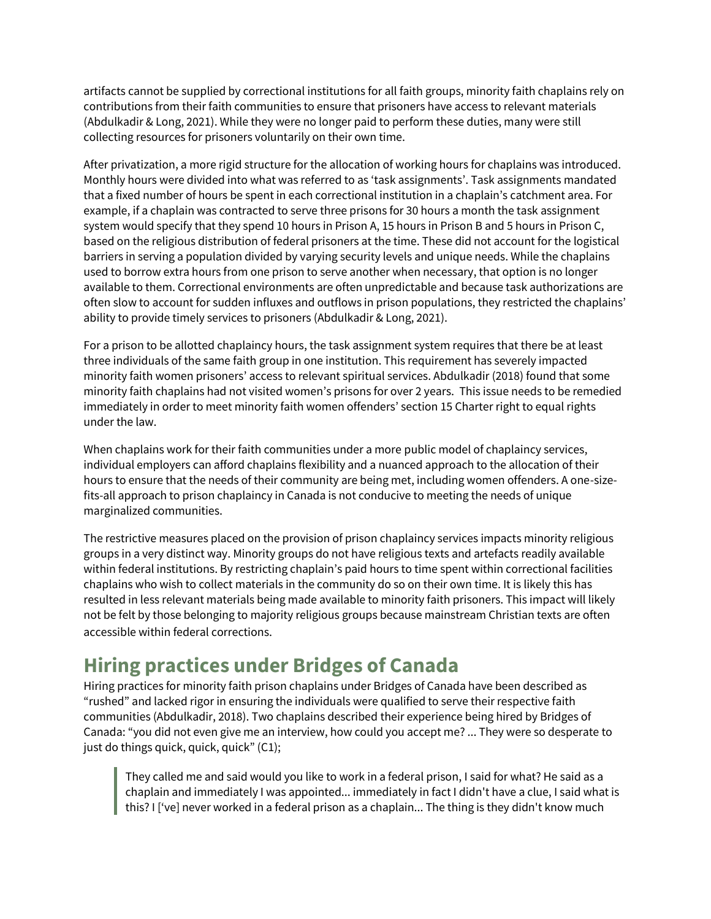artifacts cannot be supplied by correctional institutions for all faith groups, minority faith chaplains rely on contributions from their faith communities to ensure that prisoners have access to relevant materials (Abdulkadir & Long, 2021). While they were no longer paid to perform these duties, many were still collecting resources for prisoners voluntarily on their own time.

After privatization, a more rigid structure for the allocation of working hours for chaplains was introduced. Monthly hours were divided into what was referred to as 'task assignments'. Task assignments mandated that a fixed number of hours be spent in each correctional institution in a chaplain's catchment area. For example, if a chaplain was contracted to serve three prisons for 30 hours a month the task assignment system would specify that they spend 10 hours in Prison A, 15 hours in Prison B and 5 hours in Prison C, based on the religious distribution of federal prisoners at the time. These did not account for the logistical barriers in serving a population divided by varying security levels and unique needs. While the chaplains used to borrow extra hours from one prison to serve another when necessary, that option is no longer available to them. Correctional environments are often unpredictable and because task authorizations are often slow to account for sudden influxes and outflows in prison populations, they restricted the chaplains' ability to provide timely services to prisoners (Abdulkadir & Long, 2021).

For a prison to be allotted chaplaincy hours, the task assignment system requires that there be at least three individuals of the same faith group in one institution. This requirement has severely impacted minority faith women prisoners' access to relevant spiritual services. Abdulkadir (2018) found that some minority faith chaplains had not visited women's prisons for over 2 years. This issue needs to be remedied immediately in order to meet minority faith women offenders' section 15 Charter right to equal rights under the law.

When chaplains work for their faith communities under a more public model of chaplaincy services, individual employers can afford chaplains flexibility and a nuanced approach to the allocation of their hours to ensure that the needs of their community are being met, including women offenders. A one-size-fits-all approach to prison chaplaincy in Canada is not conducive to meeting the needs of unique marginalized communities.

The restrictive measures placed on the provision of prison chaplaincy services impacts minority religious groups in a very distinct way. Minority groups do not have religious texts and artefacts readily available within federal institutions. By restricting chaplain's paid hours to time spent within correctional facilities chaplains who wish to collect materials in the community do so on their own time. It is likely this has resulted in less relevant materials being made available to minority faith prisoners. This impact will likely not be felt by those belonging to majority religious groups because mainstream Christian texts are often accessible within federal corrections.

## Hiring practices under Bridges of Canada

Hiring practices for minority faith prison chaplains under Bridges of Canada have been described as "rushed" and lacked rigor in ensuring the individuals were qualified to serve their respective faith communities (Abdulkadir, 2018). Two chaplains described their experience being hired by Bridges of Canada: "you did not even give me an interview, how could you accept me? ... They were so desperate to just do things quick, quick, quick" (C1);

> They called me and said would you like to work in a federal prison, I said for what? He said as a chaplain and immediately I was appointed... immediately in fact I didn't have a clue, I said what is this? I ['ve] never worked in a federal prison as a chaplain... The thing is they didn't know much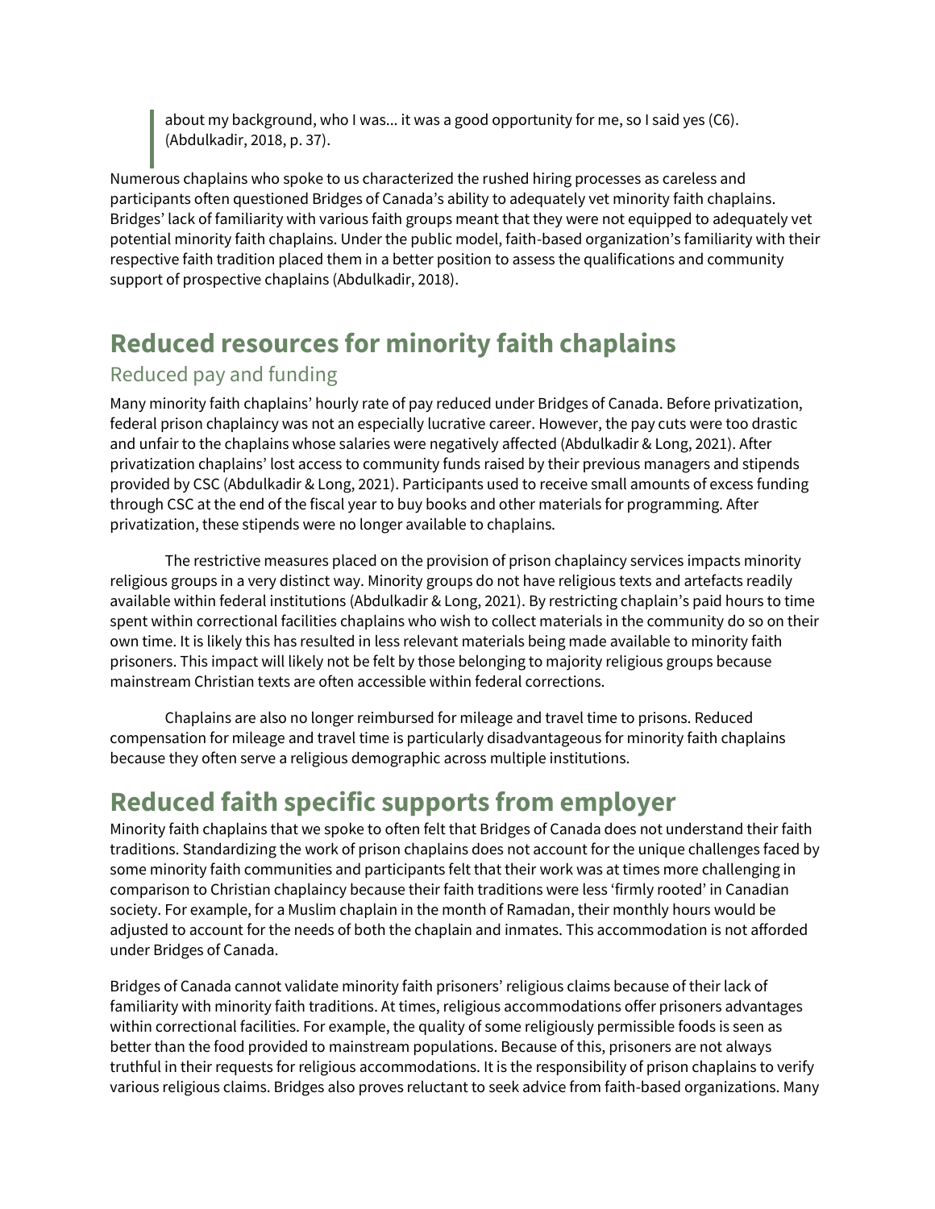> about my background, who I was... it was a good opportunity for me, so I said yes (C6). (Abdulkadir, 2018, p. 37).

Numerous chaplains who spoke to us characterized the rushed hiring processes as careless and participants often questioned Bridges of Canada's ability to adequately vet minority faith chaplains. Bridges' lack of familiarity with various faith groups meant that they were not equipped to adequately vet potential minority faith chaplains. Under the public model, faith-based organization's familiarity with their respective faith tradition placed them in a better position to assess the qualifications and community support of prospective chaplains (Abdulkadir, 2018).

# Reduced resources for minority faith chaplains

## Reduced pay and funding

Many minority faith chaplains' hourly rate of pay reduced under Bridges of Canada. Before privatization, federal prison chaplaincy was not an especially lucrative career. However, the pay cuts were too drastic and unfair to the chaplains whose salaries were negatively affected (Abdulkadir & Long, 2021). After privatization chaplains' lost access to community funds raised by their previous managers and stipends provided by CSC (Abdulkadir & Long, 2021). Participants used to receive small amounts of excess funding through CSC at the end of the fiscal year to buy books and other materials for programming. After privatization, these stipends were no longer available to chaplains.

The restrictive measures placed on the provision of prison chaplaincy services impacts minority religious groups in a very distinct way. Minority groups do not have religious texts and artefacts readily available within federal institutions (Abdulkadir & Long, 2021). By restricting chaplain's paid hours to time spent within correctional facilities chaplains who wish to collect materials in the community do so on their own time. It is likely this has resulted in less relevant materials being made available to minority faith prisoners. This impact will likely not be felt by those belonging to majority religious groups because mainstream Christian texts are often accessible within federal corrections.

Chaplains are also no longer reimbursed for mileage and travel time to prisons. Reduced compensation for mileage and travel time is particularly disadvantageous for minority faith chaplains because they often serve a religious demographic across multiple institutions.

# Reduced faith specific supports from employer

Minority faith chaplains that we spoke to often felt that Bridges of Canada does not understand their faith traditions. Standardizing the work of prison chaplains does not account for the unique challenges faced by some minority faith communities and participants felt that their work was at times more challenging in comparison to Christian chaplaincy because their faith traditions were less 'firmly rooted' in Canadian society. For example, for a Muslim chaplain in the month of Ramadan, their monthly hours would be adjusted to account for the needs of both the chaplain and inmates. This accommodation is not afforded under Bridges of Canada.

Bridges of Canada cannot validate minority faith prisoners' religious claims because of their lack of familiarity with minority faith traditions. At times, religious accommodations offer prisoners advantages within correctional facilities. For example, the quality of some religiously permissible foods is seen as better than the food provided to mainstream populations. Because of this, prisoners are not always truthful in their requests for religious accommodations. It is the responsibility of prison chaplains to verify various religious claims. Bridges also proves reluctant to seek advice from faith-based organizations. Many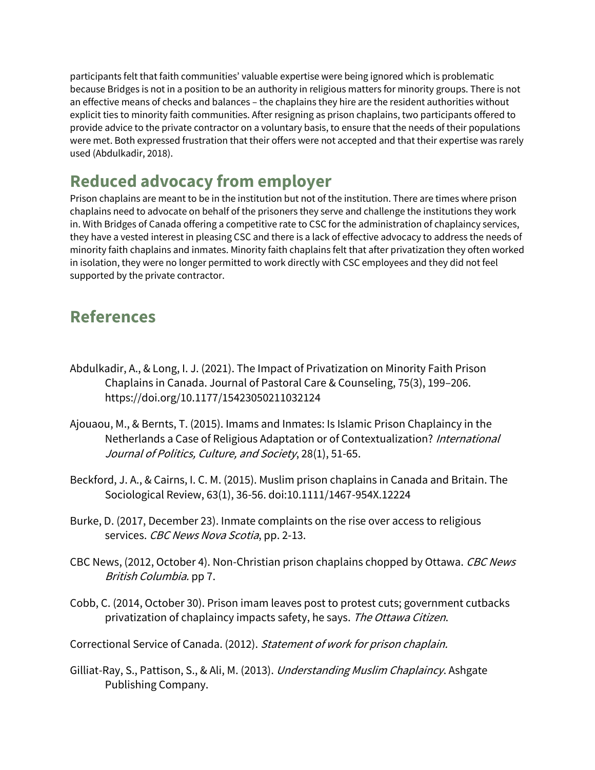participants felt that faith communities' valuable expertise were being ignored which is problematic because Bridges is not in a position to be an authority in religious matters for minority groups. There is not an effective means of checks and balances – the chaplains they hire are the resident authorities without explicit ties to minority faith communities. After resigning as prison chaplains, two participants offered to provide advice to the private contractor on a voluntary basis, to ensure that the needs of their populations were met. Both expressed frustration that their offers were not accepted and that their expertise was rarely used (Abdulkadir, 2018).

## Reduced advocacy from employer

Prison chaplains are meant to be in the institution but not of the institution. There are times where prison chaplains need to advocate on behalf of the prisoners they serve and challenge the institutions they work in. With Bridges of Canada offering a competitive rate to CSC for the administration of chaplaincy services, they have a vested interest in pleasing CSC and there is a lack of effective advocacy to address the needs of minority faith chaplains and inmates. Minority faith chaplains felt that after privatization they often worked in isolation, they were no longer permitted to work directly with CSC employees and they did not feel supported by the private contractor.

## References

Abdulkadir, A., & Long, I. J. (2021). The Impact of Privatization on Minority Faith Prison Chaplains in Canada. Journal of Pastoral Care & Counseling, 75(3), 199–206. https://doi.org/10.1177/15423050211032124

Ajouaou, M., & Bernts, T. (2015). Imams and Inmates: Is Islamic Prison Chaplaincy in the Netherlands a Case of Religious Adaptation or of Contextualization? *International Journal of Politics, Culture, and Society*, 28(1), 51-65.

Beckford, J. A., & Cairns, I. C. M. (2015). Muslim prison chaplains in Canada and Britain. The Sociological Review, 63(1), 36-56. doi:10.1111/1467-954X.12224

Burke, D. (2017, December 23). Inmate complaints on the rise over access to religious services. *CBC News Nova Scotia*, pp. 2-13.

CBC News, (2012, October 4). Non-Christian prison chaplains chopped by Ottawa. *CBC News British Columbia.* pp 7.

Cobb, C. (2014, October 30). Prison imam leaves post to protest cuts; government cutbacks privatization of chaplaincy impacts safety, he says. *The Ottawa Citizen*.

Correctional Service of Canada. (2012). *Statement of work for prison chaplain.*

Gilliat-Ray, S., Pattison, S., & Ali, M. (2013). *Understanding Muslim Chaplaincy*. Ashgate Publishing Company.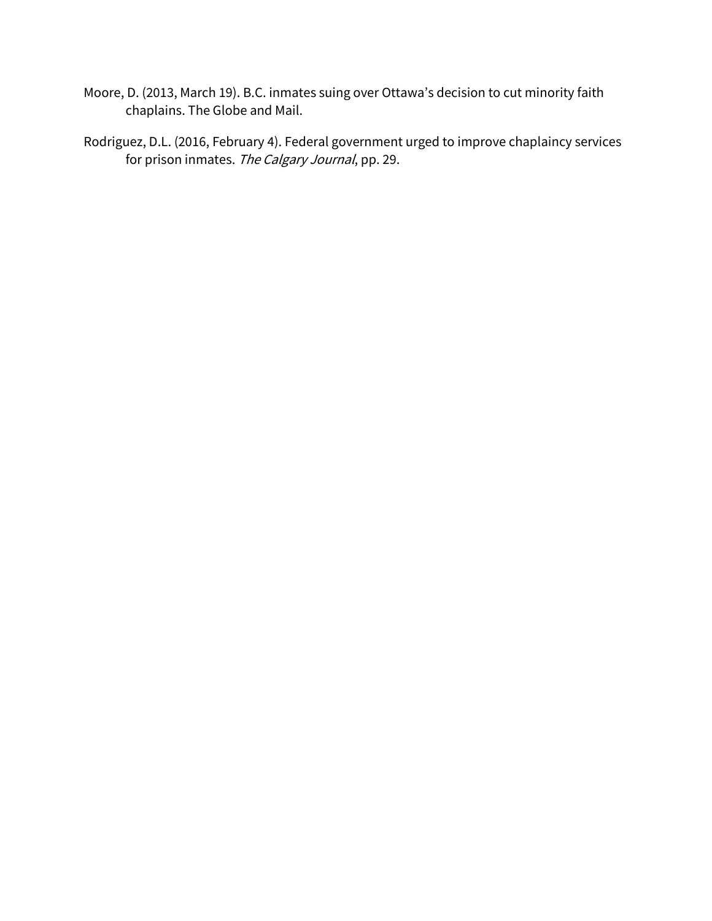Moore, D. (2013, March 19). B.C. inmates suing over Ottawa's decision to cut minority faith chaplains. The Globe and Mail.

Rodriguez, D.L. (2016, February 4). Federal government urged to improve chaplaincy services for prison inmates. *The Calgary Journal*, pp. 29.